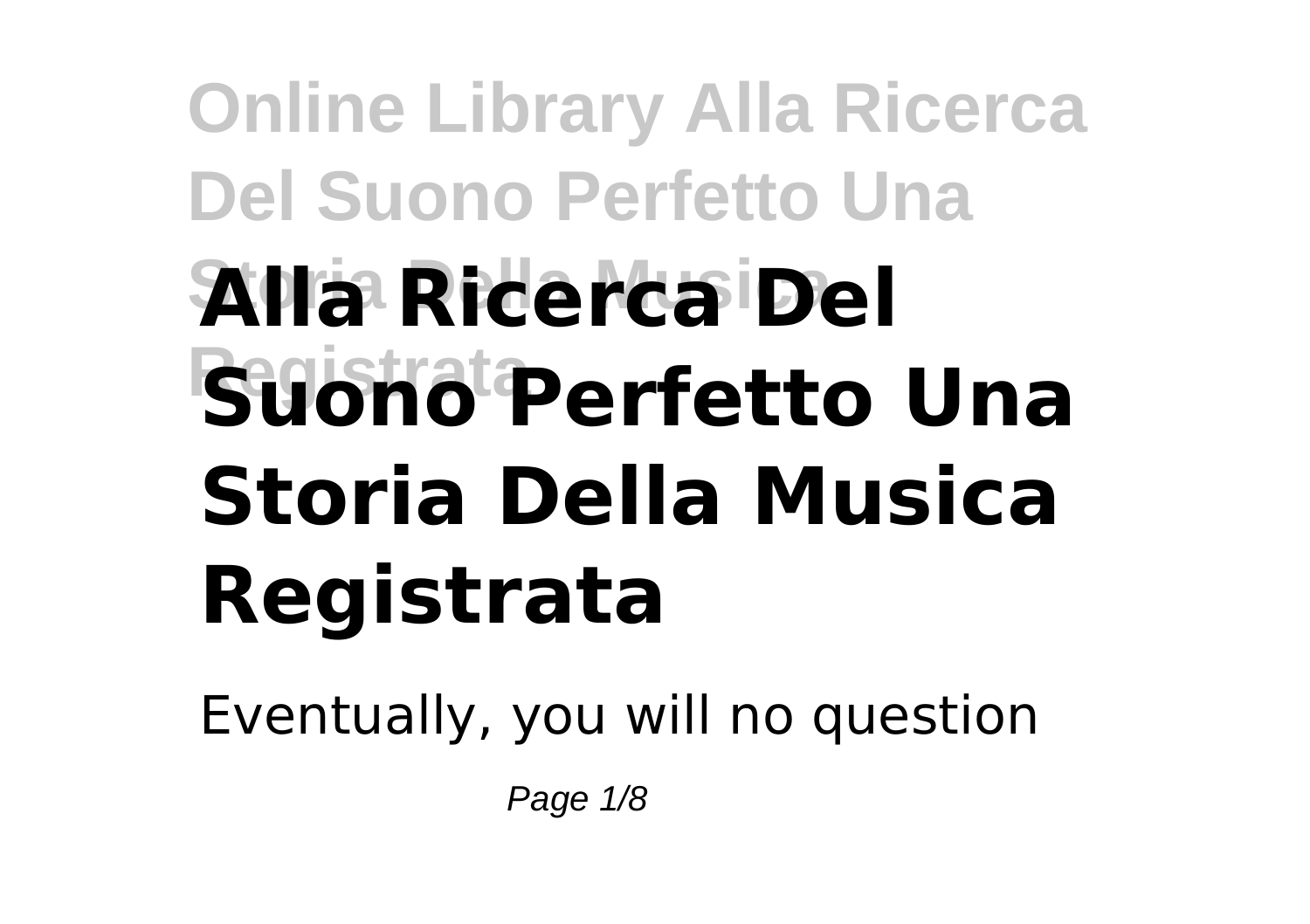# Alla Ricerca Del Suono Perfetto Una Storia Della Musica Registrata

Eventually, you will no question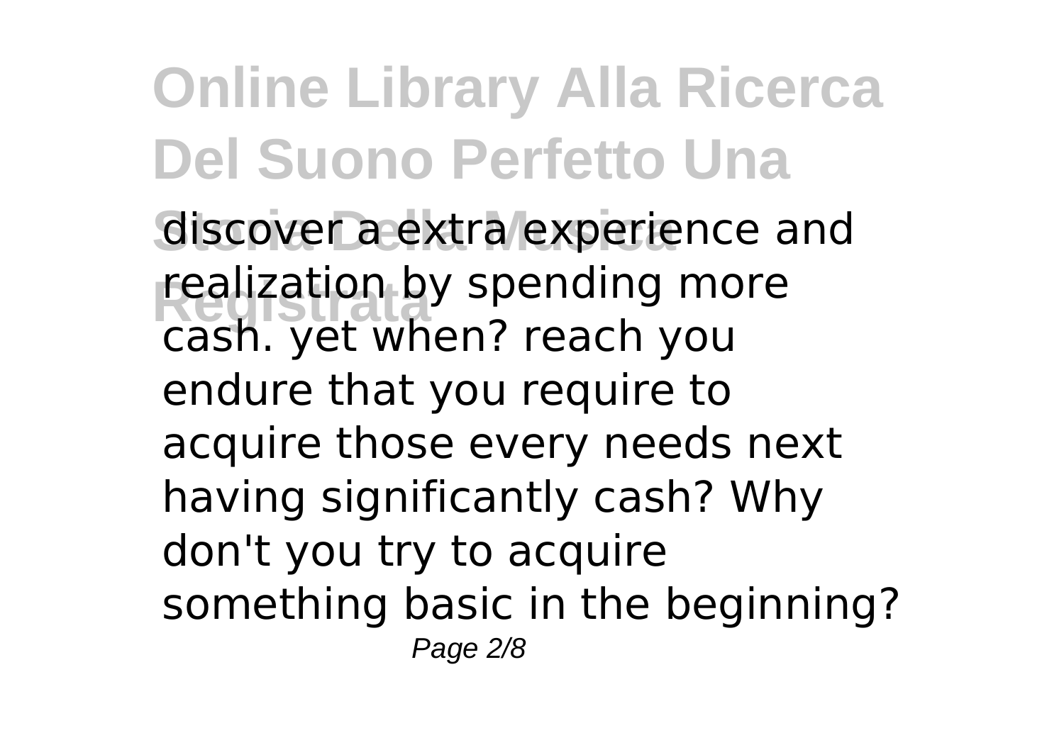discover a extra experience and realization by spending more cash. yet when? reach you endure that you require to acquire those every needs next having significantly cash? Why don't you try to acquire something basic in the beginning?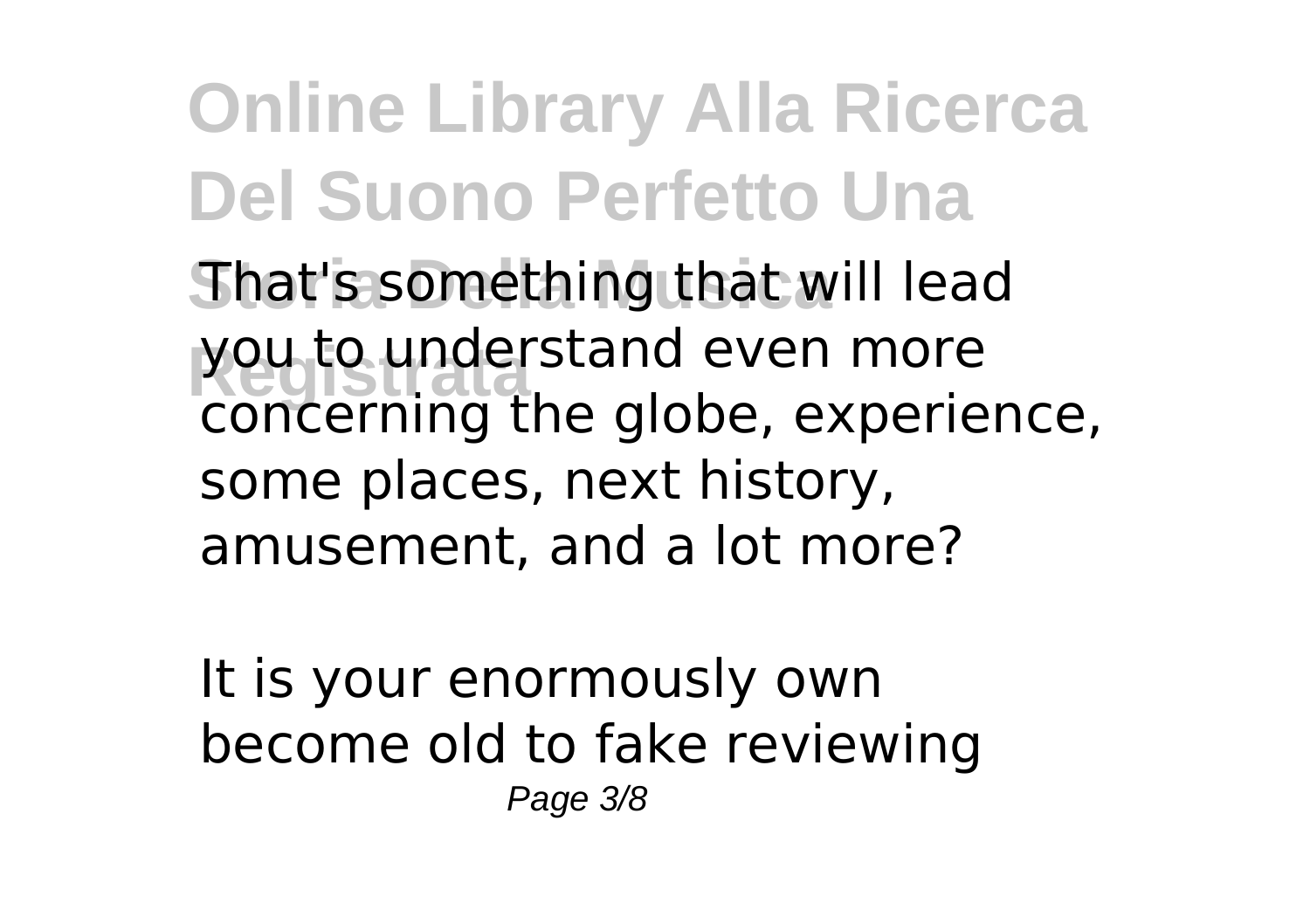That's something that will lead you to understand even more concerning the globe, experience, some places, next history, amusement, and a lot more?

It is your enormously own become old to fake reviewing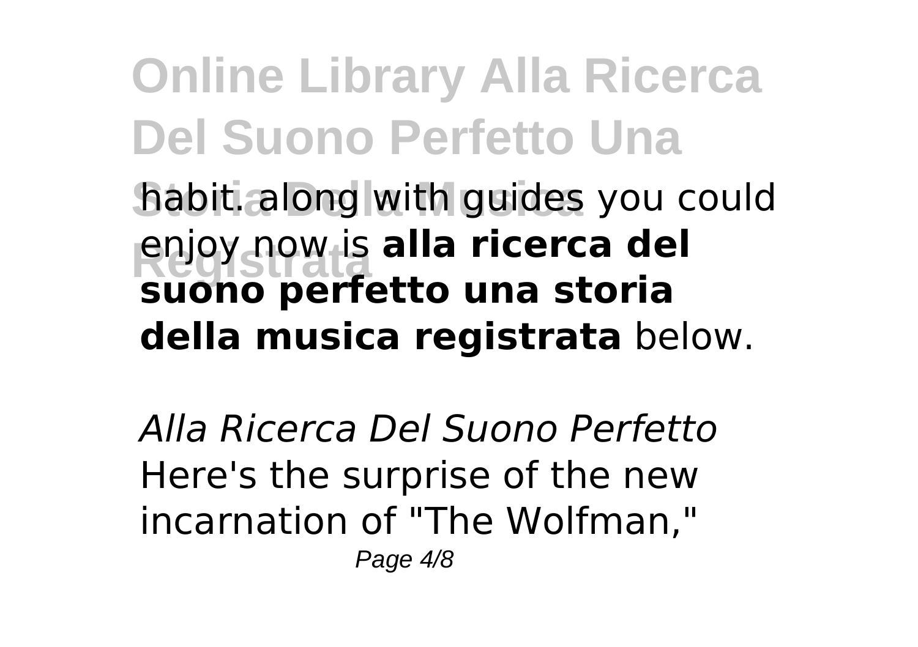habit. along with guides you could enjoy now is **alla ricerca del suono perfetto una storia della musica registrata** below.

*Alla Ricerca Del Suono Perfetto*

Here's the surprise of the new incarnation of "The Wolfman,"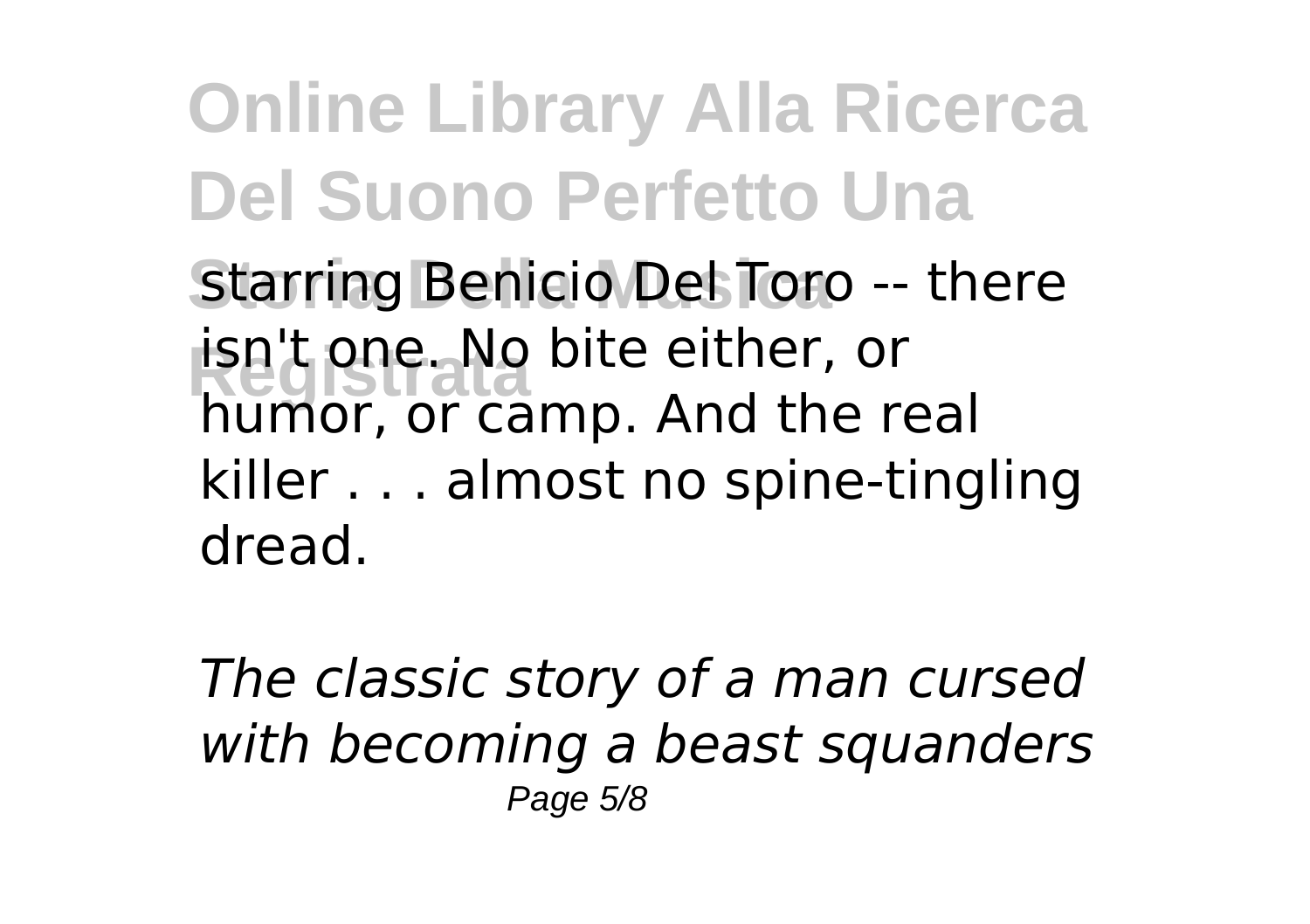starring Benicio Del Toro -- there isn't one. No bite either, or humor, or camp. And the real killer . . . almost no spine-tingling dread.

*The classic story of a man cursed with becoming a beast squanders*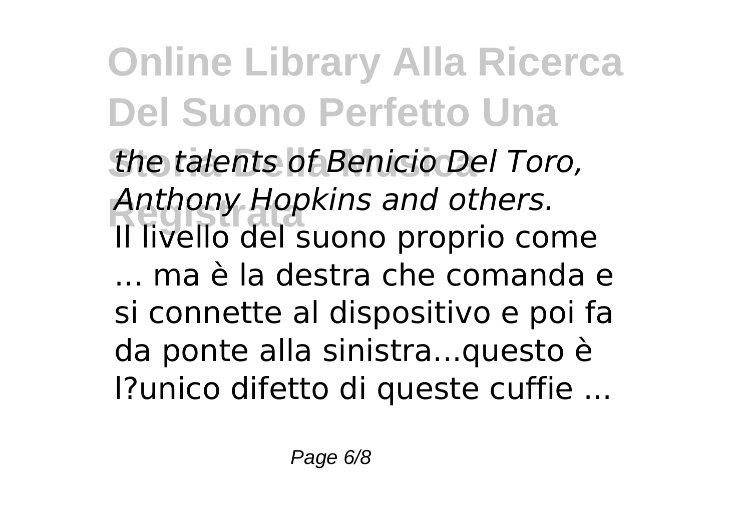*the talents of Benicio Del Toro, Anthony Hopkins and others.*
Il livello del suono proprio come ... ma è la destra che comanda e si connette al dispositivo e poi fa da ponte alla sinistra...questo è l?unico difetto di queste cuffie ...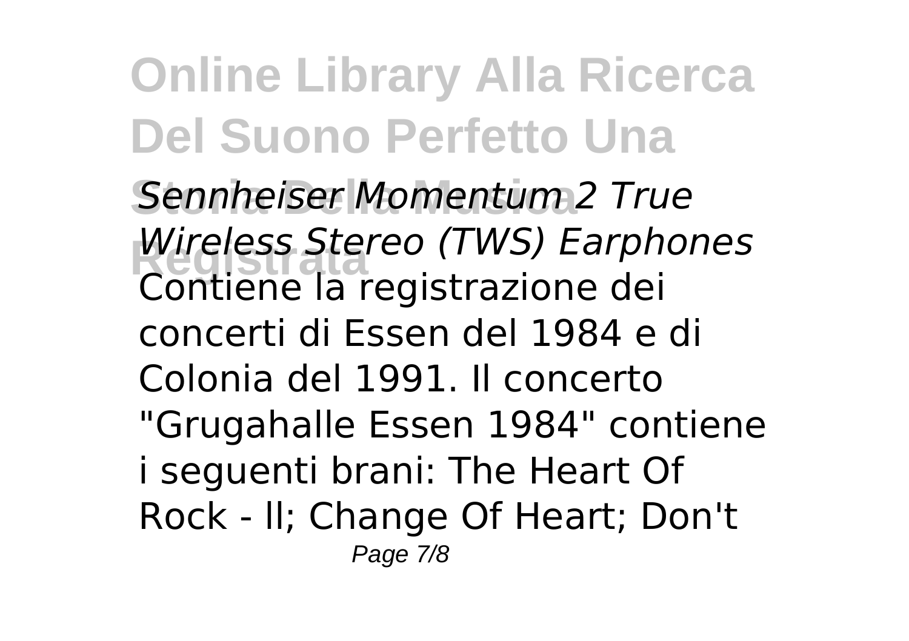*Sennheiser Momentum 2 True Wireless Stereo (TWS) Earphones*

Contiene la registrazione dei concerti di Essen del 1984 e di Colonia del 1991. Il concerto "Grugahalle Essen 1984" contiene i seguenti brani: The Heart Of Rock - ll; Change Of Heart; Don't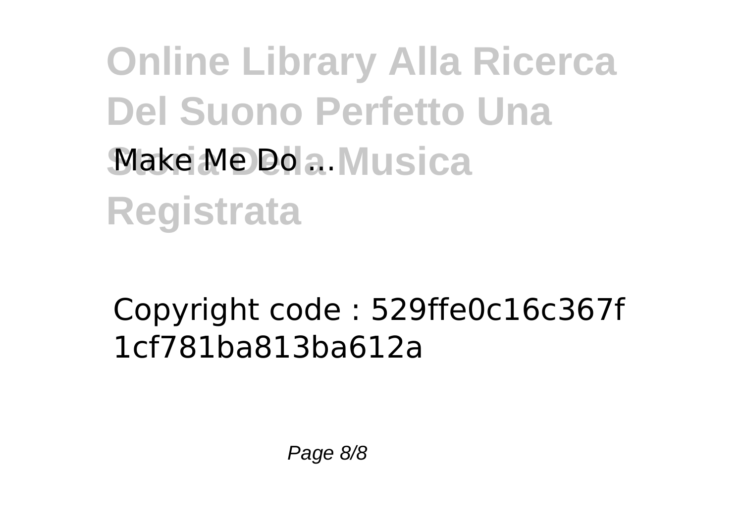Make Me Do ...

Copyright code : 529ffe0c16c367f1cf781ba813ba612a